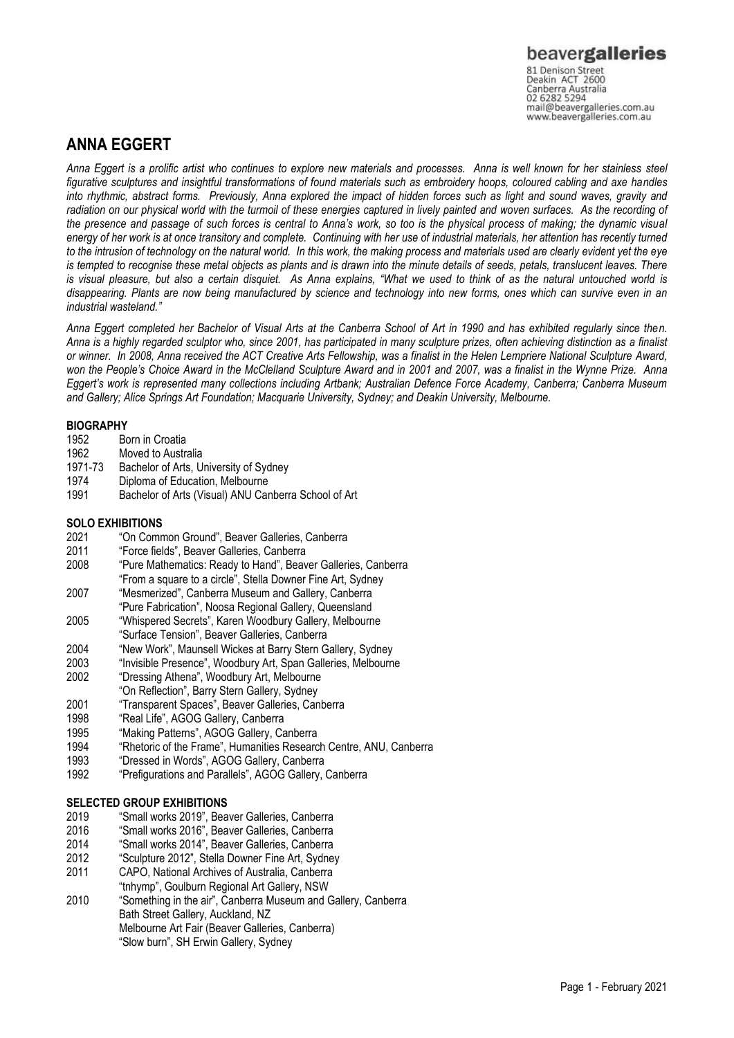beavergalleries
81 Denison Street
Deakin ACT 2600
Canberra Australia
02 6282 5294
mail@beavergalleries.com.au
www.beavergalleries.com.au

# ANNA EGGERT

*Anna Eggert is a prolific artist who continues to explore new materials and processes. Anna is well known for her stainless steel figurative sculptures and insightful transformations of found materials such as embroidery hoops, coloured cabling and axe handles into rhythmic, abstract forms. Previously, Anna explored the impact of hidden forces such as light and sound waves, gravity and radiation on our physical world with the turmoil of these energies captured in lively painted and woven surfaces. As the recording of the presence and passage of such forces is central to Anna's work, so too is the physical process of making; the dynamic visual energy of her work is at once transitory and complete. Continuing with her use of industrial materials, her attention has recently turned to the intrusion of technology on the natural world. In this work, the making process and materials used are clearly evident yet the eye is tempted to recognise these metal objects as plants and is drawn into the minute details of seeds, petals, translucent leaves. There is visual pleasure, but also a certain disquiet. As Anna explains, "What we used to think of as the natural untouched world is disappearing. Plants are now being manufactured by science and technology into new forms, ones which can survive even in an industrial wasteland."*

*Anna Eggert completed her Bachelor of Visual Arts at the Canberra School of Art in 1990 and has exhibited regularly since then. Anna is a highly regarded sculptor who, since 2001, has participated in many sculpture prizes, often achieving distinction as a finalist or winner. In 2008, Anna received the ACT Creative Arts Fellowship, was a finalist in the Helen Lempriere National Sculpture Award, won the People's Choice Award in the McClelland Sculpture Award and in 2001 and 2007, was a finalist in the Wynne Prize. Anna Eggert's work is represented many collections including Artbank; Australian Defence Force Academy, Canberra; Canberra Museum and Gallery; Alice Springs Art Foundation; Macquarie University, Sydney; and Deakin University, Melbourne.*

## BIOGRAPHY

1952 Born in Croatia
1962 Moved to Australia
1971-73 Bachelor of Arts, University of Sydney
1974 Diploma of Education, Melbourne
1991 Bachelor of Arts (Visual) ANU Canberra School of Art

## SOLO EXHIBITIONS

2021 "On Common Ground", Beaver Galleries, Canberra
2011 "Force fields", Beaver Galleries, Canberra
2008 "Pure Mathematics: Ready to Hand", Beaver Galleries, Canberra
"From a square to a circle", Stella Downer Fine Art, Sydney
2007 "Mesmerized", Canberra Museum and Gallery, Canberra
"Pure Fabrication", Noosa Regional Gallery, Queensland
2005 "Whispered Secrets", Karen Woodbury Gallery, Melbourne
"Surface Tension", Beaver Galleries, Canberra
2004 "New Work", Maunsell Wickes at Barry Stern Gallery, Sydney
2003 "Invisible Presence", Woodbury Art, Span Galleries, Melbourne
2002 "Dressing Athena", Woodbury Art, Melbourne
"On Reflection", Barry Stern Gallery, Sydney
2001 "Transparent Spaces", Beaver Galleries, Canberra
1998 "Real Life", AGOG Gallery, Canberra
1995 "Making Patterns", AGOG Gallery, Canberra
1994 "Rhetoric of the Frame", Humanities Research Centre, ANU, Canberra
1993 "Dressed in Words", AGOG Gallery, Canberra
1992 "Prefigurations and Parallels", AGOG Gallery, Canberra

## SELECTED GROUP EXHIBITIONS

2019 "Small works 2019", Beaver Galleries, Canberra
2016 "Small works 2016", Beaver Galleries, Canberra
2014 "Small works 2014", Beaver Galleries, Canberra
2012 "Sculpture 2012", Stella Downer Fine Art, Sydney
2011 CAPO, National Archives of Australia, Canberra
"tnhymp", Goulburn Regional Art Gallery, NSW
2010 "Something in the air", Canberra Museum and Gallery, Canberra
Bath Street Gallery, Auckland, NZ
Melbourne Art Fair (Beaver Galleries, Canberra)
"Slow burn", SH Erwin Gallery, Sydney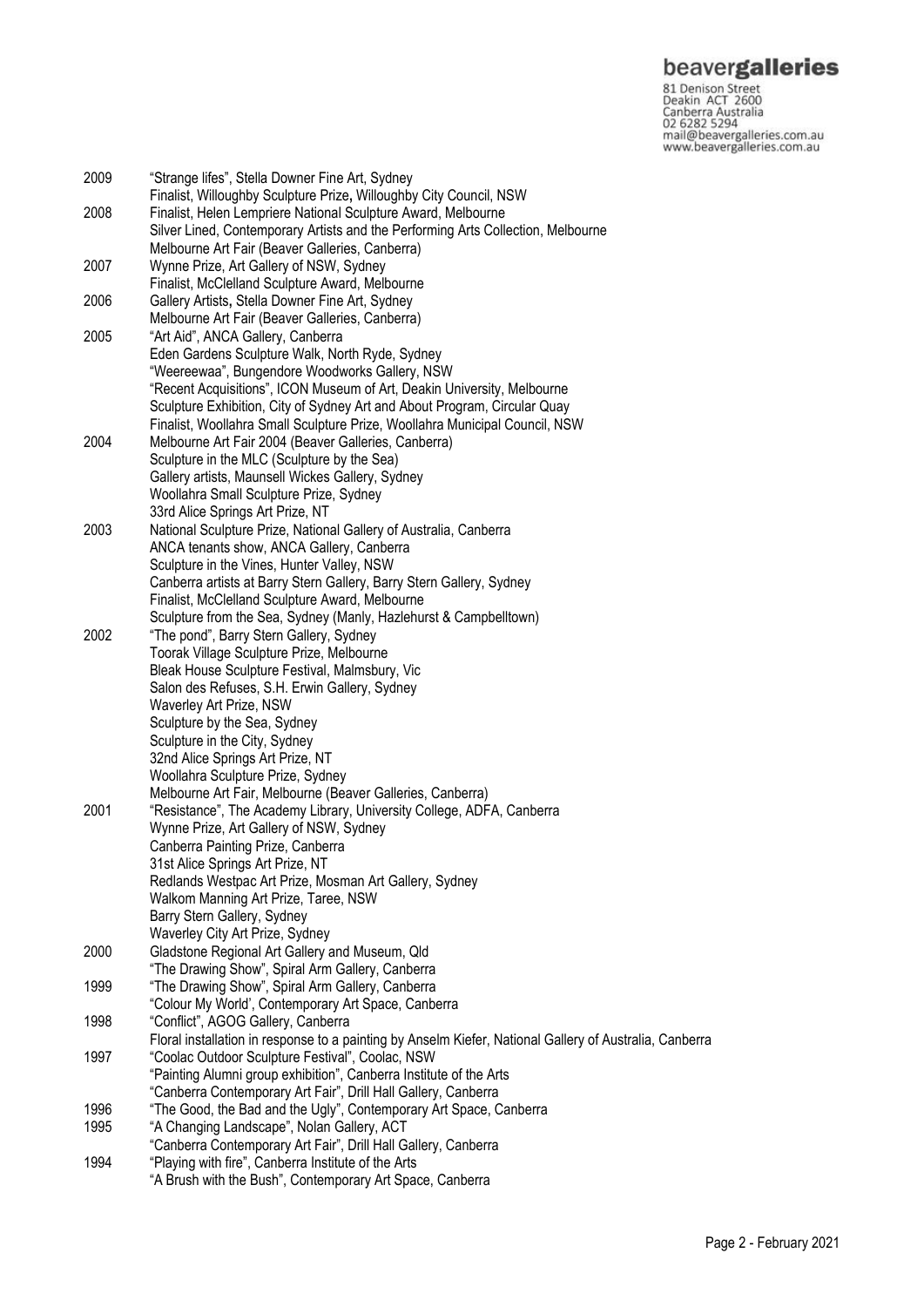2009 "Strange lifes", Stella Downer Fine Art, Sydney
Finalist, Willoughby Sculpture Prize, Willoughby City Council, NSW

2008 Finalist, Helen Lempriere National Sculpture Award, Melbourne
Silver Lined, Contemporary Artists and the Performing Arts Collection, Melbourne
Melbourne Art Fair (Beaver Galleries, Canberra)

2007 Wynne Prize, Art Gallery of NSW, Sydney
Finalist, McClelland Sculpture Award, Melbourne

2006 Gallery Artists, Stella Downer Fine Art, Sydney
Melbourne Art Fair (Beaver Galleries, Canberra)

2005 "Art Aid", ANCA Gallery, Canberra
Eden Gardens Sculpture Walk, North Ryde, Sydney
"Weereewaa", Bungendore Woodworks Gallery, NSW
"Recent Acquisitions", ICON Museum of Art, Deakin University, Melbourne
Sculpture Exhibition, City of Sydney Art and About Program, Circular Quay
Finalist, Woollahra Small Sculpture Prize, Woollahra Municipal Council, NSW

2004 Melbourne Art Fair 2004 (Beaver Galleries, Canberra)
Sculpture in the MLC (Sculpture by the Sea)
Gallery artists, Maunsell Wickes Gallery, Sydney
Woollahra Small Sculpture Prize, Sydney
33rd Alice Springs Art Prize, NT

2003 National Sculpture Prize, National Gallery of Australia, Canberra
ANCA tenants show, ANCA Gallery, Canberra
Sculpture in the Vines, Hunter Valley, NSW
Canberra artists at Barry Stern Gallery, Barry Stern Gallery, Sydney
Finalist, McClelland Sculpture Award, Melbourne
Sculpture from the Sea, Sydney (Manly, Hazlehurst & Campbelltown)

2002 "The pond", Barry Stern Gallery, Sydney
Toorak Village Sculpture Prize, Melbourne
Bleak House Sculpture Festival, Malmsbury, Vic
Salon des Refuses, S.H. Erwin Gallery, Sydney
Waverley Art Prize, NSW
Sculpture by the Sea, Sydney
Sculpture in the City, Sydney
32nd Alice Springs Art Prize, NT
Woollahra Sculpture Prize, Sydney
Melbourne Art Fair, Melbourne (Beaver Galleries, Canberra)

2001 "Resistance", The Academy Library, University College, ADFA, Canberra
Wynne Prize, Art Gallery of NSW, Sydney
Canberra Painting Prize, Canberra
31st Alice Springs Art Prize, NT
Redlands Westpac Art Prize, Mosman Art Gallery, Sydney
Walkom Manning Art Prize, Taree, NSW
Barry Stern Gallery, Sydney
Waverley City Art Prize, Sydney

2000 Gladstone Regional Art Gallery and Museum, Qld
"The Drawing Show", Spiral Arm Gallery, Canberra

1999 "The Drawing Show", Spiral Arm Gallery, Canberra
"Colour My World', Contemporary Art Space, Canberra

1998 "Conflict", AGOG Gallery, Canberra
Floral installation in response to a painting by Anselm Kiefer, National Gallery of Australia, Canberra

1997 "Coolac Outdoor Sculpture Festival", Coolac, NSW
"Painting Alumni group exhibition", Canberra Institute of the Arts
"Canberra Contemporary Art Fair", Drill Hall Gallery, Canberra

1996 "The Good, the Bad and the Ugly", Contemporary Art Space, Canberra

1995 "A Changing Landscape", Nolan Gallery, ACT
"Canberra Contemporary Art Fair", Drill Hall Gallery, Canberra

1994 "Playing with fire", Canberra Institute of the Arts
"A Brush with the Bush", Contemporary Art Space, Canberra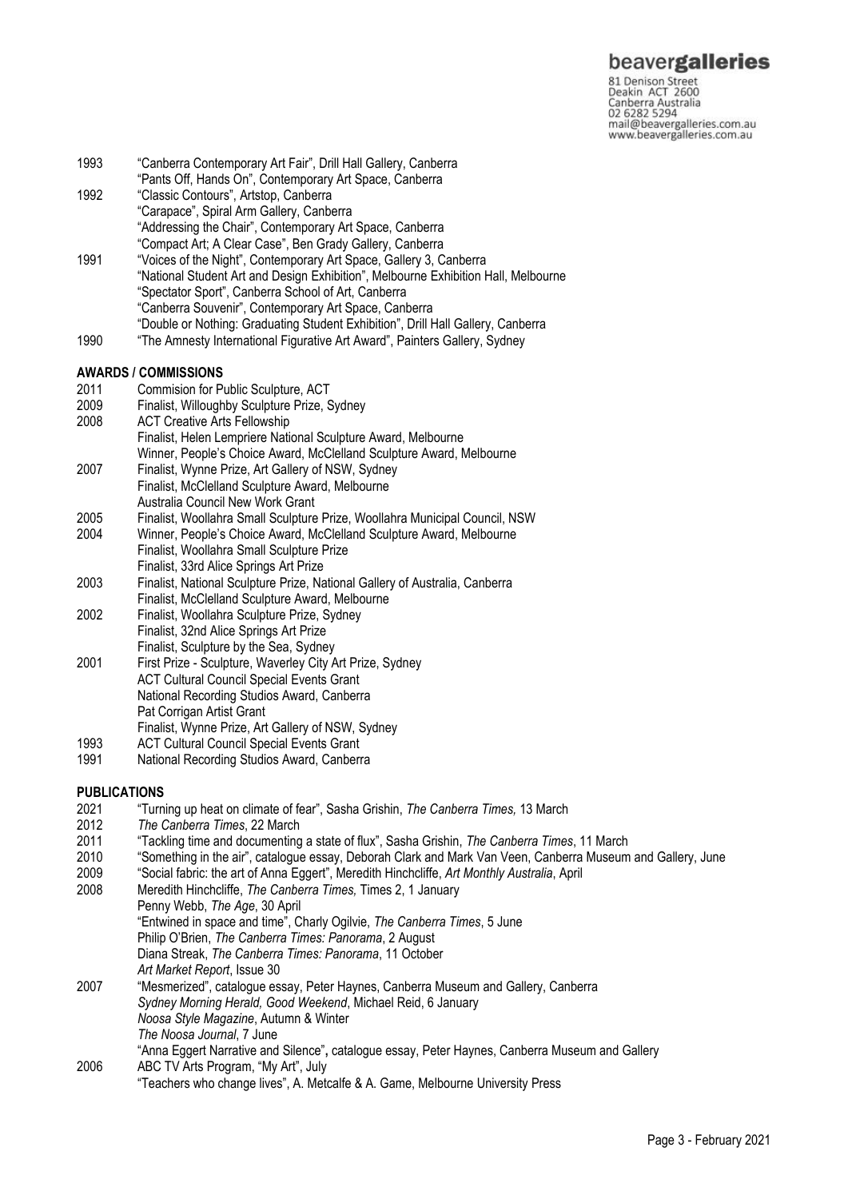1993 "Canberra Contemporary Art Fair", Drill Hall Gallery, Canberra
"Pants Off, Hands On", Contemporary Art Space, Canberra

1992 "Classic Contours", Artstop, Canberra
"Carapace", Spiral Arm Gallery, Canberra
"Addressing the Chair", Contemporary Art Space, Canberra
"Compact Art; A Clear Case", Ben Grady Gallery, Canberra

1991 "Voices of the Night", Contemporary Art Space, Gallery 3, Canberra
"National Student Art and Design Exhibition", Melbourne Exhibition Hall, Melbourne
"Spectator Sport", Canberra School of Art, Canberra
"Canberra Souvenir", Contemporary Art Space, Canberra
"Double or Nothing: Graduating Student Exhibition", Drill Hall Gallery, Canberra

1990 "The Amnesty International Figurative Art Award", Painters Gallery, Sydney

**AWARDS / COMMISSIONS**

2011 Commision for Public Sculpture, ACT

2009 Finalist, Willoughby Sculpture Prize, Sydney

2008 ACT Creative Arts Fellowship
Finalist, Helen Lempriere National Sculpture Award, Melbourne
Winner, People's Choice Award, McClelland Sculpture Award, Melbourne

2007 Finalist, Wynne Prize, Art Gallery of NSW, Sydney
Finalist, McClelland Sculpture Award, Melbourne
Australia Council New Work Grant

2005 Finalist, Woollahra Small Sculpture Prize, Woollahra Municipal Council, NSW

2004 Winner, People's Choice Award, McClelland Sculpture Award, Melbourne
Finalist, Woollahra Small Sculpture Prize
Finalist, 33rd Alice Springs Art Prize

2003 Finalist, National Sculpture Prize, National Gallery of Australia, Canberra
Finalist, McClelland Sculpture Award, Melbourne

2002 Finalist, Woollahra Sculpture Prize, Sydney
Finalist, 32nd Alice Springs Art Prize
Finalist, Sculpture by the Sea, Sydney

2001 First Prize - Sculpture, Waverley City Art Prize, Sydney
ACT Cultural Council Special Events Grant
National Recording Studios Award, Canberra
Pat Corrigan Artist Grant
Finalist, Wynne Prize, Art Gallery of NSW, Sydney

1993 ACT Cultural Council Special Events Grant

1991 National Recording Studios Award, Canberra

**PUBLICATIONS**

2021 "Turning up heat on climate of fear", Sasha Grishin, *The Canberra Times,* 13 March

2012 *The Canberra Times*, 22 March

2011 "Tackling time and documenting a state of flux", Sasha Grishin, *The Canberra Times*, 11 March

2010 "Something in the air", catalogue essay, Deborah Clark and Mark Van Veen, Canberra Museum and Gallery, June

2009 "Social fabric: the art of Anna Eggert", Meredith Hinchcliffe, *Art Monthly Australia*, April

2008 Meredith Hinchcliffe, *The Canberra Times,* Times 2, 1 January
Penny Webb, *The Age*, 30 April
"Entwined in space and time", Charly Ogilvie, *The Canberra Times*, 5 June
Philip O'Brien, *The Canberra Times: Panorama*, 2 August
Diana Streak, *The Canberra Times: Panorama*, 11 October
*Art Market Report*, Issue 30

2007 "Mesmerized", catalogue essay, Peter Haynes, Canberra Museum and Gallery, Canberra
*Sydney Morning Herald, Good Weekend*, Michael Reid, 6 January
*Noosa Style Magazine*, Autumn & Winter
*The Noosa Journal*, 7 June
"Anna Eggert Narrative and Silence", catalogue essay, Peter Haynes, Canberra Museum and Gallery

2006 ABC TV Arts Program, "My Art", July
"Teachers who change lives", A. Metcalfe & A. Game, Melbourne University Press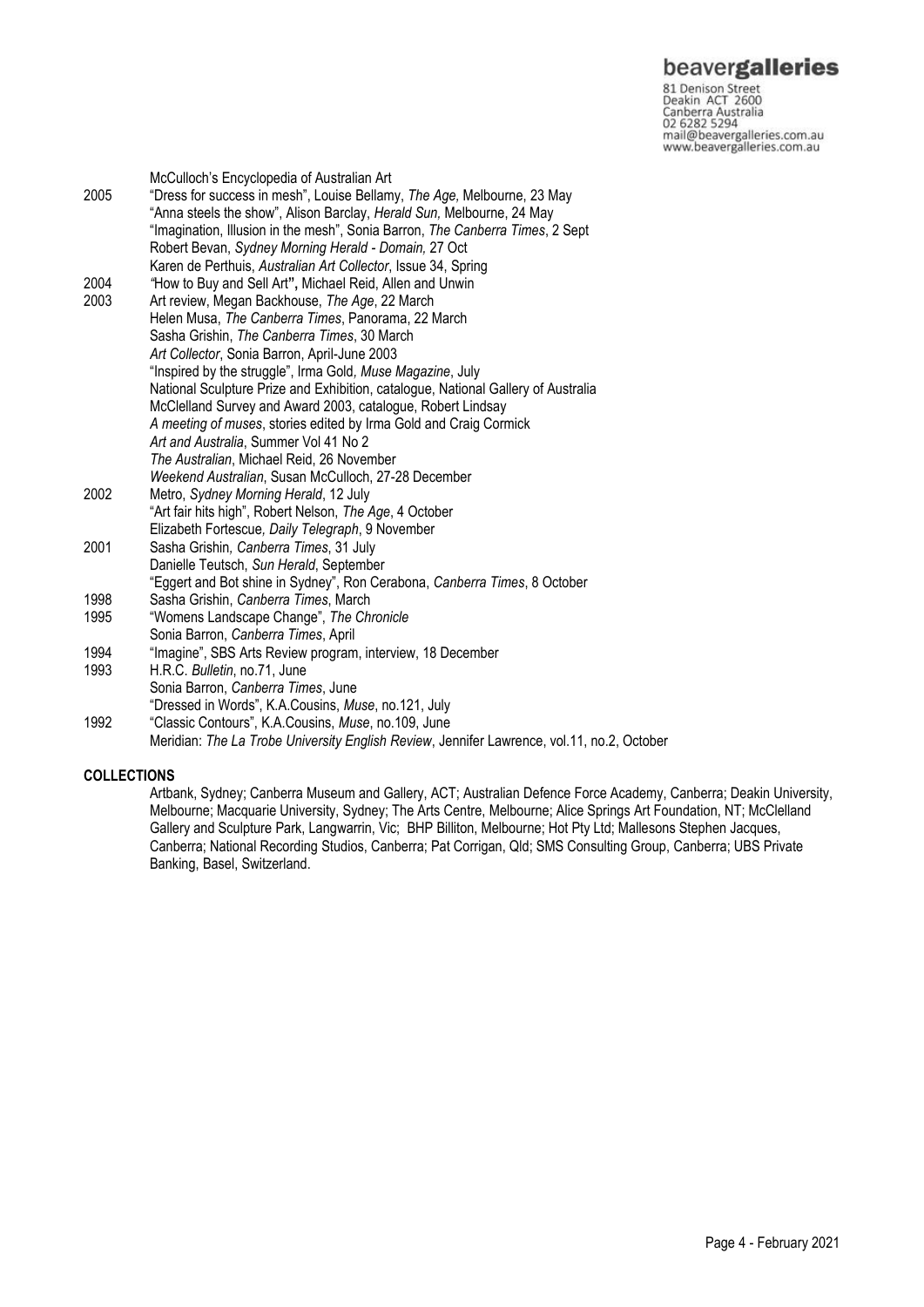McCulloch's Encyclopedia of Australian Art

2005 "Dress for success in mesh", Louise Bellamy, *The Age,* Melbourne, 23 May
"Anna steels the show", Alison Barclay, *Herald Sun,* Melbourne, 24 May
"Imagination, Illusion in the mesh", Sonia Barron, *The Canberra Times*, 2 Sept
Robert Bevan, *Sydney Morning Herald - Domain,* 27 Oct
Karen de Perthuis, *Australian Art Collector*, Issue 34, Spring

2004 "How to Buy and Sell Art**",** Michael Reid, Allen and Unwin

2003 Art review, Megan Backhouse, *The Age*, 22 March
Helen Musa, *The Canberra Times*, Panorama, 22 March
Sasha Grishin, *The Canberra Times*, 30 March
*Art Collector*, Sonia Barron, April-June 2003
"Inspired by the struggle", Irma Gold*, Muse Magazine*, July
National Sculpture Prize and Exhibition, catalogue, National Gallery of Australia
McClelland Survey and Award 2003, catalogue, Robert Lindsay
*A meeting of muses*, stories edited by Irma Gold and Craig Cormick
*Art and Australia*, Summer Vol 41 No 2
*The Australian*, Michael Reid, 26 November
*Weekend Australian*, Susan McCulloch, 27-28 December

2002 Metro, *Sydney Morning Herald*, 12 July
"Art fair hits high", Robert Nelson, *The Age*, 4 October
Elizabeth Fortescue*, Daily Telegraph*, 9 November

2001 Sasha Grishin*, Canberra Times*, 31 July
Danielle Teutsch, *Sun Herald*, September
"Eggert and Bot shine in Sydney", Ron Cerabona, *Canberra Times*, 8 October

1998 Sasha Grishin, *Canberra Times*, March

1995 "Womens Landscape Change", *The Chronicle*
Sonia Barron, *Canberra Times*, April

1994 "Imagine", SBS Arts Review program, interview, 18 December

1993 H.R.C. *Bulletin*, no.71, June
Sonia Barron, *Canberra Times*, June
"Dressed in Words", K.A.Cousins, *Muse*, no.121, July

1992 "Classic Contours", K.A.Cousins, *Muse*, no.109, June
Meridian: *The La Trobe University English Review*, Jennifer Lawrence, vol.11, no.2, October

**COLLECTIONS**

Artbank, Sydney; Canberra Museum and Gallery, ACT; Australian Defence Force Academy, Canberra; Deakin University, Melbourne; Macquarie University, Sydney; The Arts Centre, Melbourne; Alice Springs Art Foundation, NT; McClelland Gallery and Sculpture Park, Langwarrin, Vic; BHP Billiton, Melbourne; Hot Pty Ltd; Mallesons Stephen Jacques, Canberra; National Recording Studios, Canberra; Pat Corrigan, Qld; SMS Consulting Group, Canberra; UBS Private Banking, Basel, Switzerland.